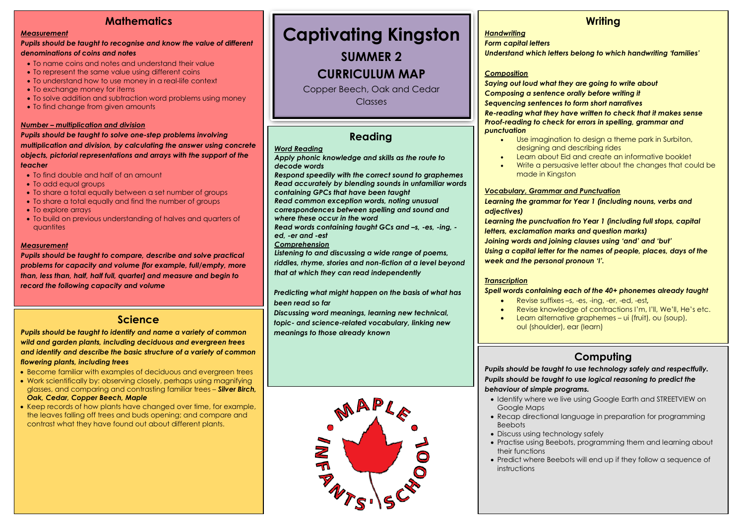# Captivating Kingston

## SUMMER 2

## CURRICULUM MAP

Copper Beech, Oak and Cedar Classes

## Mathematics

***Measurement***

***Pupils should be taught to recognise and know the value of different denominations of coins and notes***

- To name coins and notes and understand their value
- To represent the same value using different coins
- To understand how to use money in a real-life context
- To exchange money for items
- To solve addition and subtraction word problems using money
- To find change from given amounts

***Number – multiplication and division***

***Pupils should be taught to solve one-step problems involving multiplication and division, by calculating the answer using concrete objects, pictorial representations and arrays with the support of the teacher***

- To find double and half of an amount
- To add equal groups
- To share a total equally between a set number of groups
- To share a total equally and find the number of groups
- To explore arrays
- To build on previous understanding of halves and quarters of quantites

***Measurement***

***Pupils should be taught to compare, describe and solve practical problems for capacity and volume [for example, full/empty, more than, less than, half, half full, quarter] and measure and begin to record the following capacity and volume***

## Science

***Pupils should be taught to identify and name a variety of common wild and garden plants, including deciduous and evergreen trees and identify and describe the basic structure of a variety of common flowering plants, including trees***

- Become familiar with examples of deciduous and evergreen trees
- Work scientifically by: observing closely, perhaps using magnifying glasses, and comparing and contrasting familiar trees – ***Silver Birch, Oak, Cedar, Copper Beech, Maple***
- Keep records of how plants have changed over time, for example, the leaves falling off trees and buds opening; and compare and contrast what they have found out about different plants.

## Reading

***Word Reading***

***Apply phonic knowledge and skills as the route to decode words***

***Respond speedily with the correct sound to graphemes***

***Read accurately by blending sounds in unfamiliar words containing GPCs that have been taught***

***Read common exception words, noting unusual correspondences between spelling and sound and where these occur in the word***

***Read words containing taught GCs and –s, -es, -ing, -ed, -er and -est***

***Comprehension***

***Listening to and discussing a wide range of poems, riddles, rhyme, stories and non-fiction at a level beyond that at which they can read independently***

***Predicting what might happen on the basis of what has been read so far***

***Discussing word meanings, learning new technical, topic- and science-related vocabulary, linking new meanings to those already known***

MAPLE INFANTS' SCHOOL

## Writing

***Handwriting***

***Form capital letters***

***Understand which letters belong to which handwriting 'families'***

***Composition***

***Saying out loud what they are going to write about***

***Composing a sentence orally before writing it***

***Sequencing sentences to form short narratives***

***Re-reading what they have written to check that it makes sense***

***Proof-reading to check for errors in spelling, grammar and punctuation***

- Use imagination to design a theme park in Surbiton, designing and describing rides
- Learn about Eid and create an informative booklet
- Write a persuasive letter about the changes that could be made in Kingston

***Vocabulary, Grammar and Punctuation***

***Learning the grammar for Year 1 (including nouns, verbs and adjectives)***

***Learning the punctuation fro Year 1 (including full stops, capital letters, exclamation marks and question marks)***

***Joining words and joining clauses using 'and' and 'but'***

***Using a capital letter for the names of people, places, days of the week and the personal pronoun 'I'.***

***Transcription***

***Spell words containing each of the 40+ phonemes already taught***

- Revise suffixes –s, -es, -ing, -er, -ed, -est**,**
- Revise knowledge of contractions I'm, I'll, We'll, He's etc.
- Learn alternative graphemes – ui (fruit), ou (soup), oul (shoulder), ear (learn)

## Computing

***Pupils should be taught to use technology safely and respectfully.***

***Pupils should be taught to use logical reasoning to predict the behaviour of simple programs.***

- Identify where we live using Google Earth and STREETVIEW on Google Maps
- Recap directional language in preparation for programming Beebots
- Discuss using technology safely
- Practise using Beebots, programming them and learning about their functions
- Predict where Beebots will end up if they follow a sequence of instructions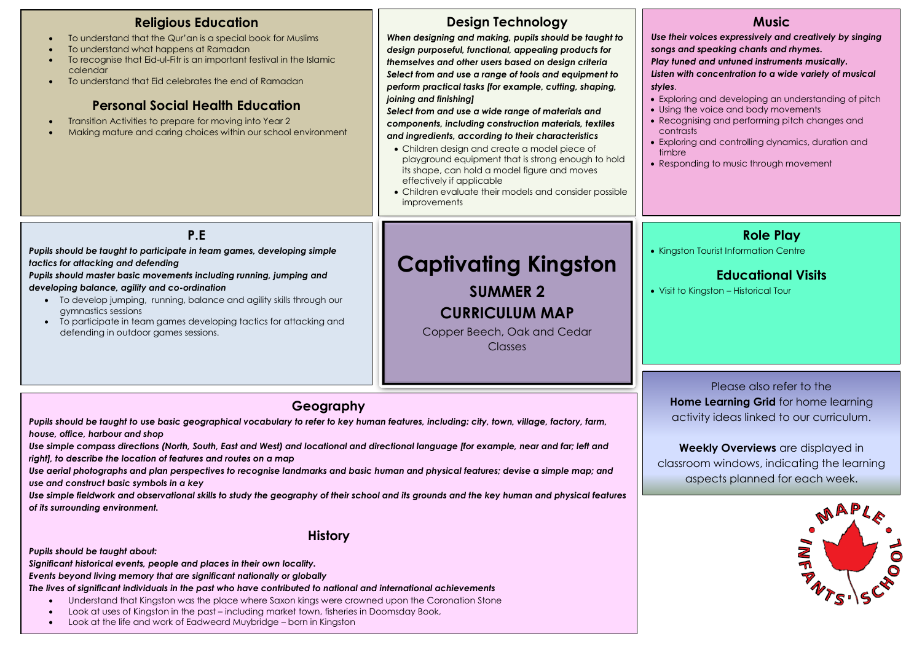# Captivating Kingston

## SUMMER 2

## CURRICULUM MAP

Copper Beech, Oak and Cedar Classes

## Religious Education

- To understand that the Qur'an is a special book for Muslims
- To understand what happens at Ramadan
- To recognise that Eid-ul-Fitr is an important festival in the Islamic calendar
- To understand that Eid celebrates the end of Ramadan

## Personal Social Health Education

- Transition Activities to prepare for moving into Year 2
- Making mature and caring choices within our school environment

## Design Technology

***When designing and making, pupils should be taught to design purposeful, functional, appealing products for themselves and other users based on design criteria***
***Select from and use a range of tools and equipment to perform practical tasks [for example, cutting, shaping, joining and finishing]***
***Select from and use a wide range of materials and components, including construction materials, textiles and ingredients, according to their characteristics***

- Children design and create a model piece of playground equipment that is strong enough to hold its shape, can hold a model figure and moves effectively if applicable
- Children evaluate their models and consider possible improvements

## Music

***Use their voices expressively and creatively by singing songs and speaking chants and rhymes.***
***Play tuned and untuned instruments musically.***
***Listen with concentration to a wide variety of musical styles***.

- Exploring and developing an understanding of pitch
- Using the voice and body movements
- Recognising and performing pitch changes and contrasts
- Exploring and controlling dynamics, duration and timbre
- Responding to music through movement

## P.E

***Pupils should be taught to participate in team games, developing simple tactics for attacking and defending***
***Pupils should master basic movements including running, jumping and developing balance, agility and co-ordination***

- To develop jumping, running, balance and agility skills through our gymnastics sessions
- To participate in team games developing tactics for attacking and defending in outdoor games sessions.

## Role Play

- Kingston Tourist Information Centre

## Educational Visits

- Visit to Kingston – Historical Tour

## Geography

***Pupils should be taught to use basic geographical vocabulary to refer to key human features, including: city, town, village, factory, farm, house, office, harbour and shop***
***Use simple compass directions (North, South, East and West) and locational and directional language [for example, near and far; left and right], to describe the location of features and routes on a map***
***Use aerial photographs and plan perspectives to recognise landmarks and basic human and physical features; devise a simple map; and use and construct basic symbols in a key***
***Use simple fieldwork and observational skills to study the geography of their school and its grounds and the key human and physical features of its surrounding environment.***

## History

***Pupils should be taught about:***
***Significant historical events, people and places in their own locality.***
***Events beyond living memory that are significant nationally or globally***
***The lives of significant individuals in the past who have contributed to national and international achievements***

- Understand that Kingston was the place where Saxon kings were crowned upon the Coronation Stone
- Look at uses of Kingston in the past – including market town, fisheries in Doomsday Book,
- Look at the life and work of Eadweard Muybridge – born in Kingston

Please also refer to the **Home Learning Grid** for home learning activity ideas linked to our curriculum.

**Weekly Overviews** are displayed in classroom windows, indicating the learning aspects planned for each week.

MAPLE INFANTS' SCHOOL